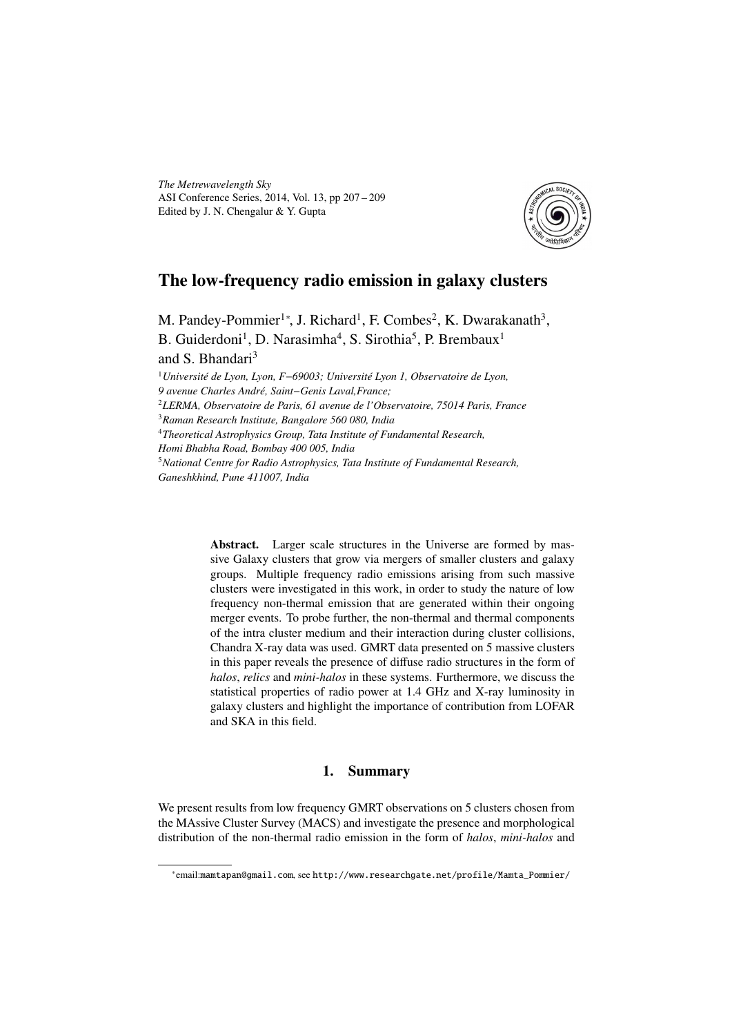# The low-frequency radio emission in galaxy clusters

M. Pandey-Pommier[1*], J. Richard[1], F. Combes[2], K. Dwarakanath[3], B. Guiderdoni[1], D. Narasimha[4], S. Sirothia[5], P. Brembaux[1] and S. Bhandari[3]

[1] *Université de Lyon, Lyon, F−69003; Université Lyon 1, Observatoire de Lyon, 9 avenue Charles André, Saint−Genis Laval,France;*
[2] *LERMA, Observatoire de Paris, 61 avenue de l'Observatoire, 75014 Paris, France*
[3] *Raman Research Institute, Bangalore 560 080, India*
[4] *Theoretical Astrophysics Group, Tata Institute of Fundamental Research, Homi Bhabha Road, Bombay 400 005, India*
[5] *National Centre for Radio Astrophysics, Tata Institute of Fundamental Research, Ganeshkhind, Pune 411007, India*

**Abstract.** Larger scale structures in the Universe are formed by massive Galaxy clusters that grow via mergers of smaller clusters and galaxy groups. Multiple frequency radio emissions arising from such massive clusters were investigated in this work, in order to study the nature of low frequency non-thermal emission that are generated within their ongoing merger events. To probe further, the non-thermal and thermal components of the intra cluster medium and their interaction during cluster collisions, Chandra X-ray data was used. GMRT data presented on 5 massive clusters in this paper reveals the presence of diffuse radio structures in the form of *halos*, *relics* and *mini-halos* in these systems. Furthermore, we discuss the statistical properties of radio power at 1.4 GHz and X-ray luminosity in galaxy clusters and highlight the importance of contribution from LOFAR and SKA in this field.

## 1. Summary

We present results from low frequency GMRT observations on 5 clusters chosen from the MAssive Cluster Survey (MACS) and investigate the presence and morphological distribution of the non-thermal radio emission in the form of *halos*, *mini-halos* and

[*] email: mamtapan@gmail.com, see http://www.researchgate.net/profile/Mamta_Pommier/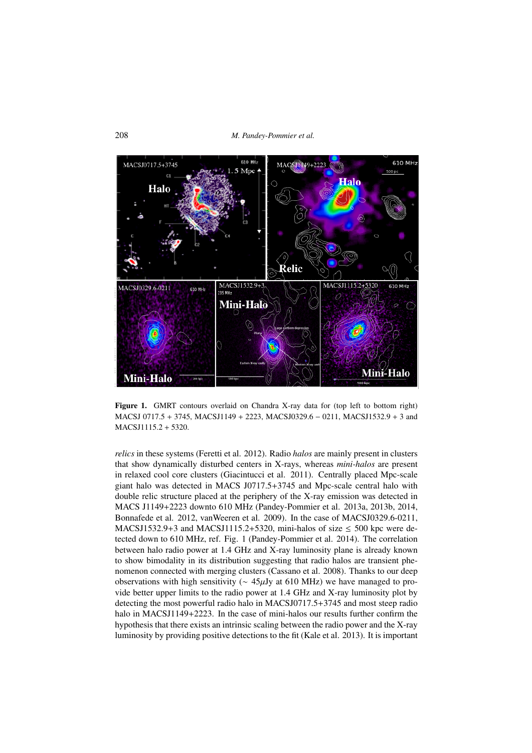**Figure 1.** GMRT contours overlaid on Chandra X-ray data for (top left to bottom right) MACSJ 0717.5 + 3745, MACSJ1149 + 2223, MACSJ0329.6 − 0211, MACSJ1532.9 + 3 and MACSJ1115.2 + 5320.

*relics* in these systems (Feretti et al. 2012). Radio *halos* are mainly present in clusters that show dynamically disturbed centers in X-rays, whereas *mini-halos* are present in relaxed cool core clusters (Giacintucci et al. 2011). Centrally placed Mpc-scale giant halo was detected in MACS J0717.5+3745 and Mpc-scale central halo with double relic structure placed at the periphery of the X-ray emission was detected in MACS J1149+2223 downto 610 MHz (Pandey-Pommier et al. 2013a, 2013b, 2014, Bonnafede et al. 2012, vanWeeren et al. 2009). In the case of MACSJ0329.6-0211, MACSJ1532.9+3 and MACSJ1115.2+5320, mini-halos of size ≤ 500 kpc were detected down to 610 MHz, ref. Fig. 1 (Pandey-Pommier et al. 2014). The correlation between halo radio power at 1.4 GHz and X-ray luminosity plane is already known to show bimodality in its distribution suggesting that radio halos are transient phenomenon connected with merging clusters (Cassano et al. 2008). Thanks to our deep observations with high sensitivity (~ 45$\mu$Jy at 610 MHz) we have managed to provide better upper limits to the radio power at 1.4 GHz and X-ray luminosity plot by detecting the most powerful radio halo in MACSJ0717.5+3745 and most steep radio halo in MACSJ1149+2223. In the case of mini-halos our results further confirm the hypothesis that there exists an intrinsic scaling between the radio power and the X-ray luminosity by providing positive detections to the fit (Kale et al. 2013). It is important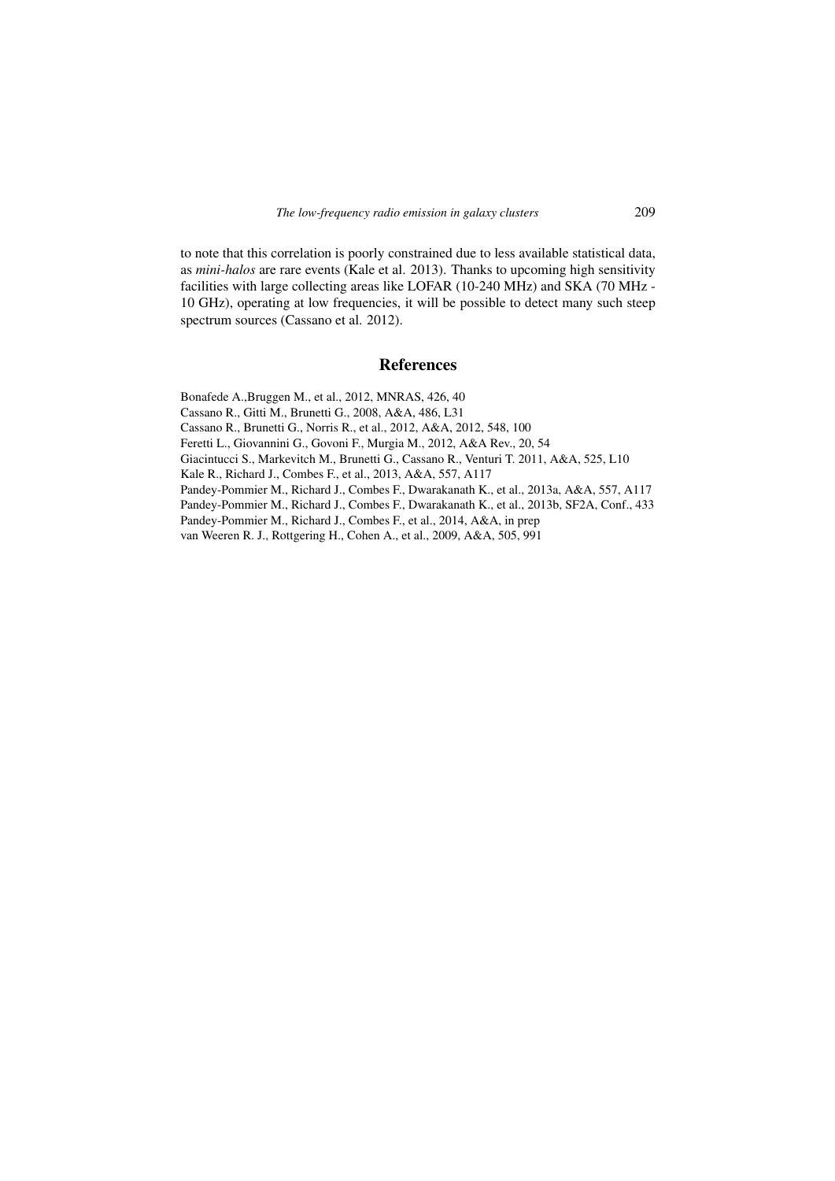to note that this correlation is poorly constrained due to less available statistical data, as *mini-halos* are rare events (Kale et al. 2013). Thanks to upcoming high sensitivity facilities with large collecting areas like LOFAR (10-240 MHz) and SKA (70 MHz - 10 GHz), operating at low frequencies, it will be possible to detect many such steep spectrum sources (Cassano et al. 2012).

## References

Bonafede A.,Bruggen M., et al., 2012, MNRAS, 426, 40
Cassano R., Gitti M., Brunetti G., 2008, A&A, 486, L31
Cassano R., Brunetti G., Norris R., et al., 2012, A&A, 2012, 548, 100
Feretti L., Giovannini G., Govoni F., Murgia M., 2012, A&A Rev., 20, 54
Giacintucci S., Markevitch M., Brunetti G., Cassano R., Venturi T. 2011, A&A, 525, L10
Kale R., Richard J., Combes F., et al., 2013, A&A, 557, A117
Pandey-Pommier M., Richard J., Combes F., Dwarakanath K., et al., 2013a, A&A, 557, A117
Pandey-Pommier M., Richard J., Combes F., Dwarakanath K., et al., 2013b, SF2A, Conf., 433
Pandey-Pommier M., Richard J., Combes F., et al., 2014, A&A, in prep
van Weeren R. J., Rottgering H., Cohen A., et al., 2009, A&A, 505, 991